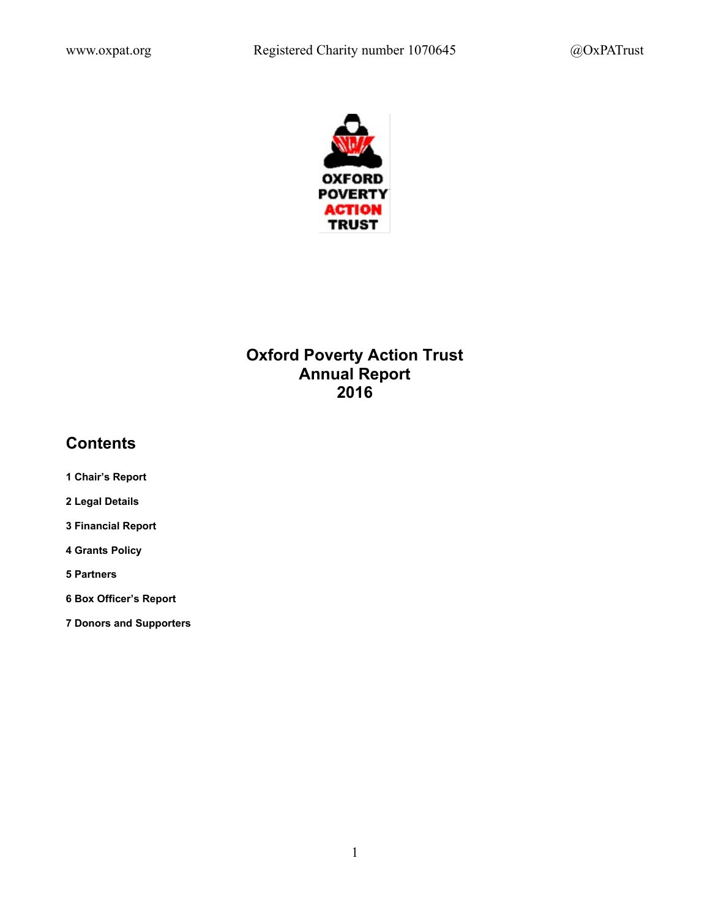# Oxford Poverty Action Trust
# Annual Report
# 2016

## Contents

**1 Chair's Report**

**2 Legal Details**

**3 Financial Report**

**4 Grants Policy**

**5 Partners**

**6 Box Officer's Report**

**7 Donors and Supporters**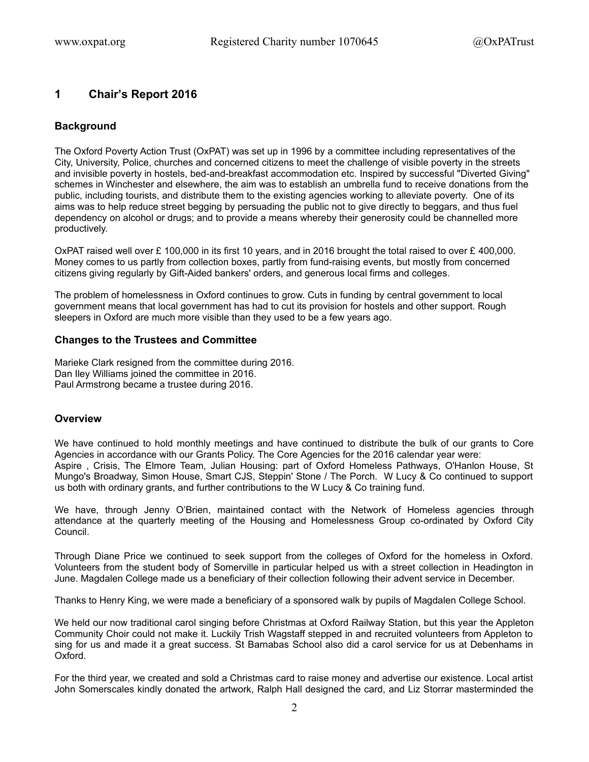## 1 Chair's Report 2016

### Background

The Oxford Poverty Action Trust (OxPAT) was set up in 1996 by a committee including representatives of the City, University, Police, churches and concerned citizens to meet the challenge of visible poverty in the streets and invisible poverty in hostels, bed-and-breakfast accommodation etc. Inspired by successful "Diverted Giving" schemes in Winchester and elsewhere, the aim was to establish an umbrella fund to receive donations from the public, including tourists, and distribute them to the existing agencies working to alleviate poverty. One of its aims was to help reduce street begging by persuading the public not to give directly to beggars, and thus fuel dependency on alcohol or drugs; and to provide a means whereby their generosity could be channelled more productively.

OxPAT raised well over £ 100,000 in its first 10 years, and in 2016 brought the total raised to over £ 400,000. Money comes to us partly from collection boxes, partly from fund-raising events, but mostly from concerned citizens giving regularly by Gift-Aided bankers' orders, and generous local firms and colleges.

The problem of homelessness in Oxford continues to grow. Cuts in funding by central government to local government means that local government has had to cut its provision for hostels and other support. Rough sleepers in Oxford are much more visible than they used to be a few years ago.

### Changes to the Trustees and Committee

Marieke Clark resigned from the committee during 2016.
Dan Iley Williams joined the committee in 2016.
Paul Armstrong became a trustee during 2016.

### Overview

We have continued to hold monthly meetings and have continued to distribute the bulk of our grants to Core Agencies in accordance with our Grants Policy. The Core Agencies for the 2016 calendar year were: Aspire , Crisis, The Elmore Team, Julian Housing: part of Oxford Homeless Pathways, O'Hanlon House, St Mungo's Broadway, Simon House, Smart CJS, Steppin' Stone / The Porch. W Lucy & Co continued to support us both with ordinary grants, and further contributions to the W Lucy & Co training fund.

We have, through Jenny O'Brien, maintained contact with the Network of Homeless agencies through attendance at the quarterly meeting of the Housing and Homelessness Group co-ordinated by Oxford City Council.

Through Diane Price we continued to seek support from the colleges of Oxford for the homeless in Oxford. Volunteers from the student body of Somerville in particular helped us with a street collection in Headington in June. Magdalen College made us a beneficiary of their collection following their advent service in December.

Thanks to Henry King, we were made a beneficiary of a sponsored walk by pupils of Magdalen College School.

We held our now traditional carol singing before Christmas at Oxford Railway Station, but this year the Appleton Community Choir could not make it. Luckily Trish Wagstaff stepped in and recruited volunteers from Appleton to sing for us and made it a great success. St Barnabas School also did a carol service for us at Debenhams in Oxford.

For the third year, we created and sold a Christmas card to raise money and advertise our existence. Local artist John Somerscales kindly donated the artwork, Ralph Hall designed the card, and Liz Storrar masterminded the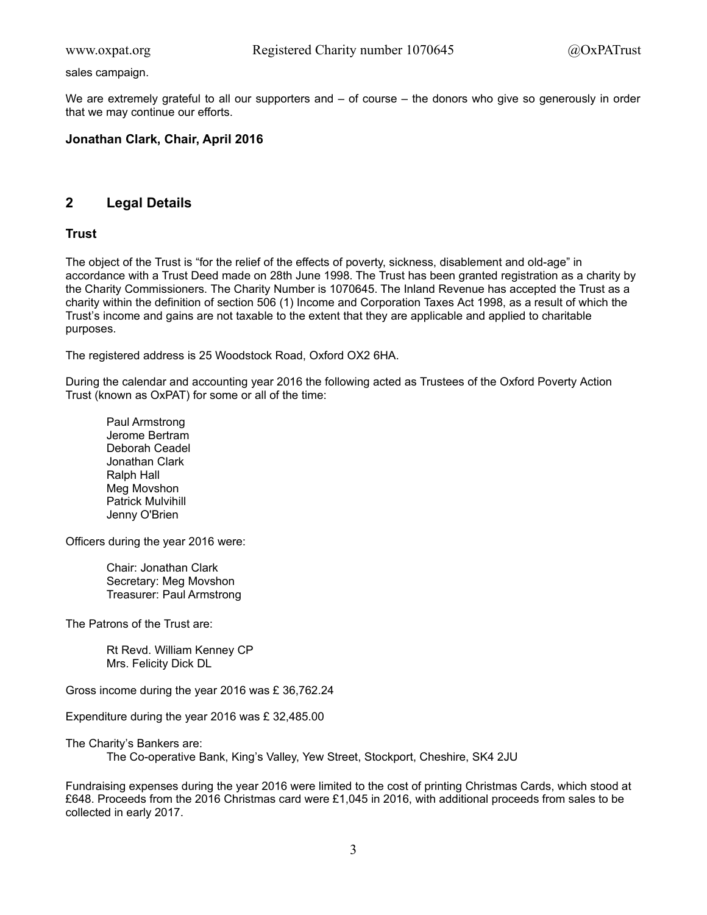sales campaign.

We are extremely grateful to all our supporters and – of course – the donors who give so generously in order that we may continue our efforts.

**Jonathan Clark, Chair, April 2016**

## 2 Legal Details

### Trust

The object of the Trust is "for the relief of the effects of poverty, sickness, disablement and old-age" in accordance with a Trust Deed made on 28th June 1998. The Trust has been granted registration as a charity by the Charity Commissioners. The Charity Number is 1070645. The Inland Revenue has accepted the Trust as a charity within the definition of section 506 (1) Income and Corporation Taxes Act 1998, as a result of which the Trust's income and gains are not taxable to the extent that they are applicable and applied to charitable purposes.

The registered address is 25 Woodstock Road, Oxford OX2 6HA.

During the calendar and accounting year 2016 the following acted as Trustees of the Oxford Poverty Action Trust (known as OxPAT) for some or all of the time:

Paul Armstrong
Jerome Bertram
Deborah Ceadel
Jonathan Clark
Ralph Hall
Meg Movshon
Patrick Mulvihill
Jenny O'Brien

Officers during the year 2016 were:

Chair: Jonathan Clark
Secretary: Meg Movshon
Treasurer: Paul Armstrong

The Patrons of the Trust are:

Rt Revd. William Kenney CP
Mrs. Felicity Dick DL

Gross income during the year 2016 was £ 36,762.24

Expenditure during the year 2016 was £ 32,485.00

The Charity's Bankers are:
The Co-operative Bank, King's Valley, Yew Street, Stockport, Cheshire, SK4 2JU

Fundraising expenses during the year 2016 were limited to the cost of printing Christmas Cards, which stood at £648. Proceeds from the 2016 Christmas card were £1,045 in 2016, with additional proceeds from sales to be collected in early 2017.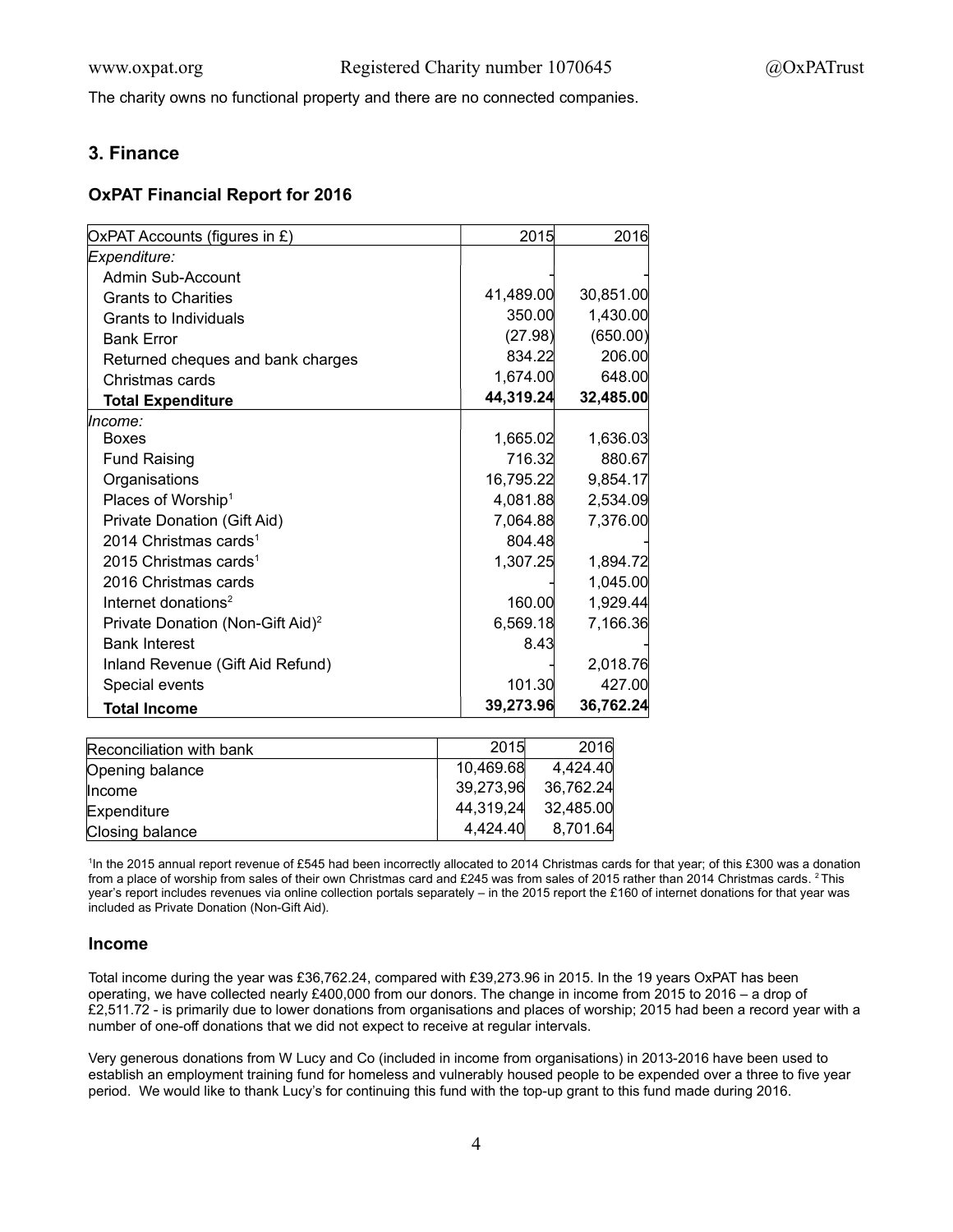The charity owns no functional property and there are no connected companies.

## 3. Finance

### OxPAT Financial Report for 2016

| OxPAT Accounts (figures in £) | 2015 | 2016 |
|---|---|---|
| *Expenditure:* | | |
| Admin Sub-Account | - | - |
| Grants to Charities | 41,489.00 | 30,851.00 |
| Grants to Individuals | 350.00 | 1,430.00 |
| Bank Error | (27.98) | (650.00) |
| Returned cheques and bank charges | 834.22 | 206.00 |
| Christmas cards | 1,674.00 | 648.00 |
| **Total Expenditure** | **44,319.24** | **32,485.00** |
| *Income:* | | |
| Boxes | 1,665.02 | 1,636.03 |
| Fund Raising | 716.32 | 880.67 |
| Organisations | 16,795.22 | 9,854.17 |
| Places of Worship[1] | 4,081.88 | 2,534.09 |
| Private Donation (Gift Aid) | 7,064.88 | 7,376.00 |
| 2014 Christmas cards[1] | 804.48 | - |
| 2015 Christmas cards[1] | 1,307.25 | 1,894.72 |
| 2016 Christmas cards | - | 1,045.00 |
| Internet donations[2] | 160.00 | 1,929.44 |
| Private Donation (Non-Gift Aid)[2] | 6,569.18 | 7,166.36 |
| Bank Interest | 8.43 | - |
| Inland Revenue (Gift Aid Refund) | - | 2,018.76 |
| Special events | 101.30 | 427.00 |
| **Total Income** | **39,273.96** | **36,762.24** |

| Reconciliation with bank | 2015 | 2016 |
|---|---|---|
| Opening balance | 10,469.68 | 4,424.40 |
| Income | 39,273,96 | 36,762.24 |
| Expenditure | 44,319,24 | 32,485.00 |
| Closing balance | 4,424.40 | 8,701.64 |

[1]In the 2015 annual report revenue of £545 had been incorrectly allocated to 2014 Christmas cards for that year; of this £300 was a donation from a place of worship from sales of their own Christmas card and £245 was from sales of 2015 rather than 2014 Christmas cards. [2]This year's report includes revenues via online collection portals separately – in the 2015 report the £160 of internet donations for that year was included as Private Donation (Non-Gift Aid).

### Income

Total income during the year was £36,762.24, compared with £39,273.96 in 2015. In the 19 years OxPAT has been operating, we have collected nearly £400,000 from our donors. The change in income from 2015 to 2016 – a drop of £2,511.72 - is primarily due to lower donations from organisations and places of worship; 2015 had been a record year with a number of one-off donations that we did not expect to receive at regular intervals.

Very generous donations from W Lucy and Co (included in income from organisations) in 2013-2016 have been used to establish an employment training fund for homeless and vulnerably housed people to be expended over a three to five year period. We would like to thank Lucy's for continuing this fund with the top-up grant to this fund made during 2016.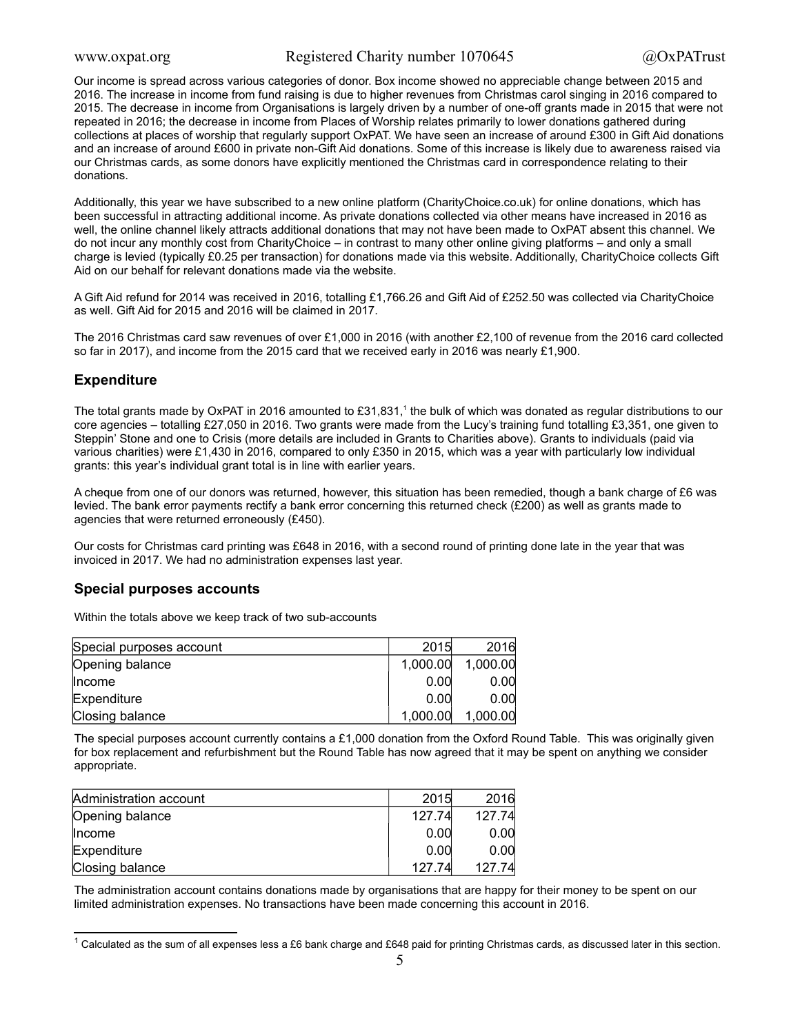Our income is spread across various categories of donor. Box income showed no appreciable change between 2015 and 2016. The increase in income from fund raising is due to higher revenues from Christmas carol singing in 2016 compared to 2015. The decrease in income from Organisations is largely driven by a number of one-off grants made in 2015 that were not repeated in 2016; the decrease in income from Places of Worship relates primarily to lower donations gathered during collections at places of worship that regularly support OxPAT. We have seen an increase of around £300 in Gift Aid donations and an increase of around £600 in private non-Gift Aid donations. Some of this increase is likely due to awareness raised via our Christmas cards, as some donors have explicitly mentioned the Christmas card in correspondence relating to their donations.

Additionally, this year we have subscribed to a new online platform (CharityChoice.co.uk) for online donations, which has been successful in attracting additional income. As private donations collected via other means have increased in 2016 as well, the online channel likely attracts additional donations that may not have been made to OxPAT absent this channel. We do not incur any monthly cost from CharityChoice – in contrast to many other online giving platforms – and only a small charge is levied (typically £0.25 per transaction) for donations made via this website. Additionally, CharityChoice collects Gift Aid on our behalf for relevant donations made via the website.

A Gift Aid refund for 2014 was received in 2016, totalling £1,766.26 and Gift Aid of £252.50 was collected via CharityChoice as well. Gift Aid for 2015 and 2016 will be claimed in 2017.

The 2016 Christmas card saw revenues of over £1,000 in 2016 (with another £2,100 of revenue from the 2016 card collected so far in 2017), and income from the 2015 card that we received early in 2016 was nearly £1,900.

## Expenditure

The total grants made by OxPAT in 2016 amounted to £31,831,[1] the bulk of which was donated as regular distributions to our core agencies – totalling £27,050 in 2016. Two grants were made from the Lucy's training fund totalling £3,351, one given to Steppin' Stone and one to Crisis (more details are included in Grants to Charities above). Grants to individuals (paid via various charities) were £1,430 in 2016, compared to only £350 in 2015, which was a year with particularly low individual grants: this year's individual grant total is in line with earlier years.

A cheque from one of our donors was returned, however, this situation has been remedied, though a bank charge of £6 was levied. The bank error payments rectify a bank error concerning this returned check (£200) as well as grants made to agencies that were returned erroneously (£450).

Our costs for Christmas card printing was £648 in 2016, with a second round of printing done late in the year that was invoiced in 2017. We had no administration expenses last year.

## Special purposes accounts

Within the totals above we keep track of two sub-accounts

| Special purposes account | 2015 | 2016 |
|---|---|---|
| Opening balance | 1,000.00 | 1,000.00 |
| Income | 0.00 | 0.00 |
| Expenditure | 0.00 | 0.00 |
| Closing balance | 1,000.00 | 1,000.00 |

The special purposes account currently contains a £1,000 donation from the Oxford Round Table. This was originally given for box replacement and refurbishment but the Round Table has now agreed that it may be spent on anything we consider appropriate.

| Administration account | 2015 | 2016 |
|---|---|---|
| Opening balance | 127.74 | 127.74 |
| Income | 0.00 | 0.00 |
| Expenditure | 0.00 | 0.00 |
| Closing balance | 127.74 | 127.74 |

The administration account contains donations made by organisations that are happy for their money to be spent on our limited administration expenses. No transactions have been made concerning this account in 2016.

[1] Calculated as the sum of all expenses less a £6 bank charge and £648 paid for printing Christmas cards, as discussed later in this section.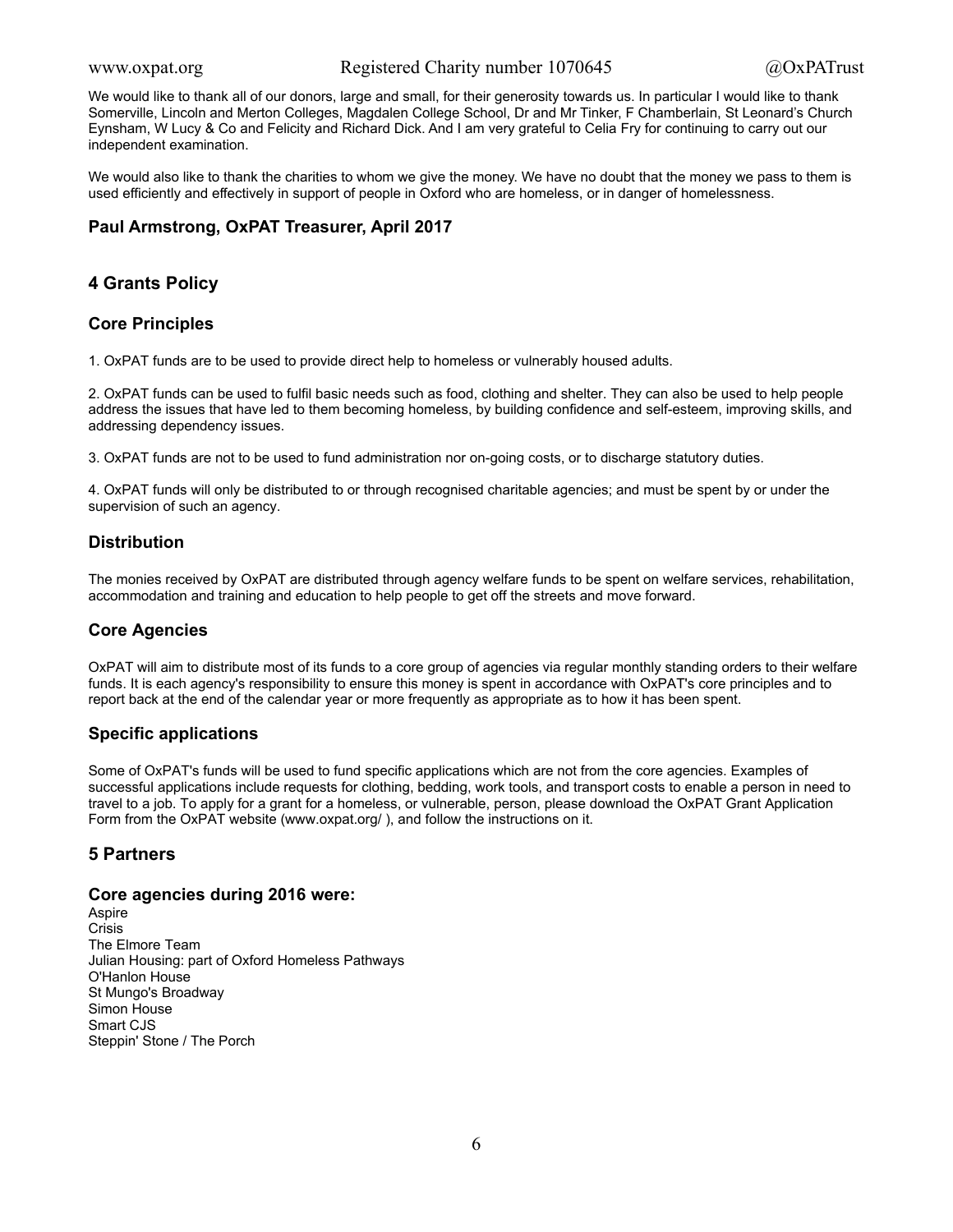We would like to thank all of our donors, large and small, for their generosity towards us. In particular I would like to thank Somerville, Lincoln and Merton Colleges, Magdalen College School, Dr and Mr Tinker, F Chamberlain, St Leonard's Church Eynsham, W Lucy & Co and Felicity and Richard Dick. And I am very grateful to Celia Fry for continuing to carry out our independent examination.

We would also like to thank the charities to whom we give the money. We have no doubt that the money we pass to them is used efficiently and effectively in support of people in Oxford who are homeless, or in danger of homelessness.

**Paul Armstrong, OxPAT Treasurer, April 2017**

## 4 Grants Policy

### Core Principles

1. OxPAT funds are to be used to provide direct help to homeless or vulnerably housed adults.

2. OxPAT funds can be used to fulfil basic needs such as food, clothing and shelter. They can also be used to help people address the issues that have led to them becoming homeless, by building confidence and self-esteem, improving skills, and addressing dependency issues.

3. OxPAT funds are not to be used to fund administration nor on-going costs, or to discharge statutory duties.

4. OxPAT funds will only be distributed to or through recognised charitable agencies; and must be spent by or under the supervision of such an agency.

### Distribution

The monies received by OxPAT are distributed through agency welfare funds to be spent on welfare services, rehabilitation, accommodation and training and education to help people to get off the streets and move forward.

### Core Agencies

OxPAT will aim to distribute most of its funds to a core group of agencies via regular monthly standing orders to their welfare funds. It is each agency's responsibility to ensure this money is spent in accordance with OxPAT's core principles and to report back at the end of the calendar year or more frequently as appropriate as to how it has been spent.

### Specific applications

Some of OxPAT's funds will be used to fund specific applications which are not from the core agencies. Examples of successful applications include requests for clothing, bedding, work tools, and transport costs to enable a person in need to travel to a job. To apply for a grant for a homeless, or vulnerable, person, please download the OxPAT Grant Application Form from the OxPAT website (www.oxpat.org/ ), and follow the instructions on it.

## 5 Partners

### Core agencies during 2016 were:

Aspire
Crisis
The Elmore Team
Julian Housing: part of Oxford Homeless Pathways
O'Hanlon House
St Mungo's Broadway
Simon House
Smart CJS
Steppin' Stone / The Porch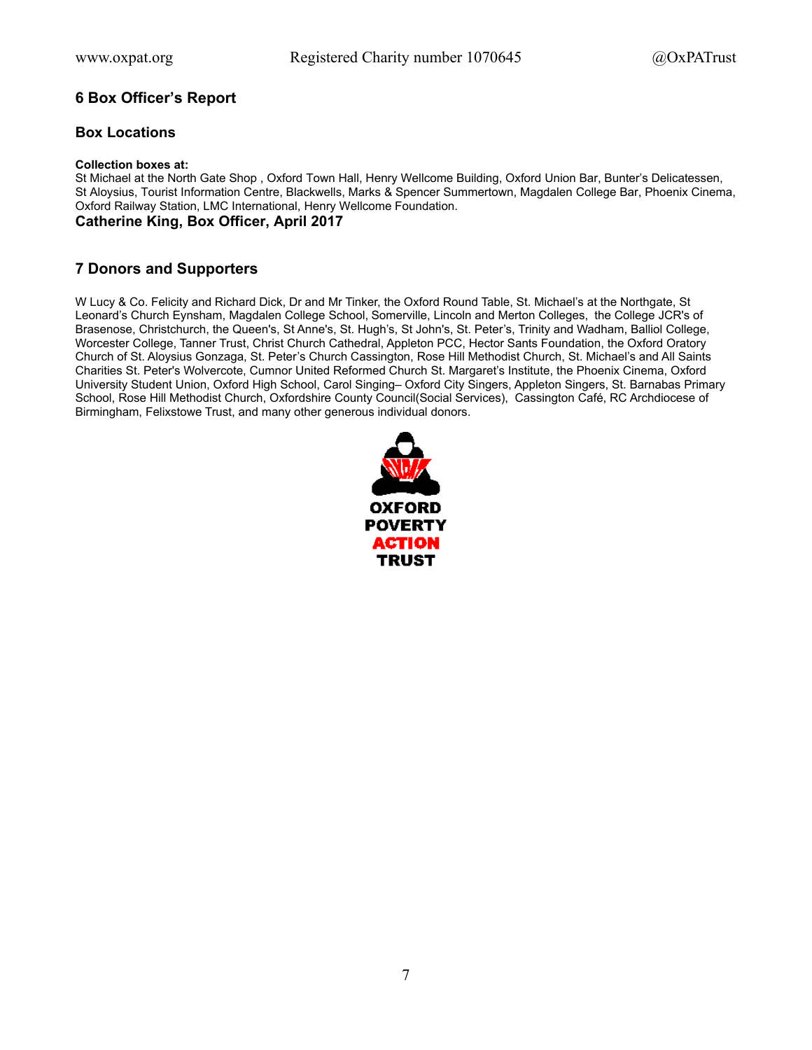## 6 Box Officer's Report

### Box Locations

**Collection boxes at:**
St Michael at the North Gate Shop , Oxford Town Hall, Henry Wellcome Building, Oxford Union Bar, Bunter's Delicatessen, St Aloysius, Tourist Information Centre, Blackwells, Marks & Spencer Summertown, Magdalen College Bar, Phoenix Cinema, Oxford Railway Station, LMC International, Henry Wellcome Foundation.

**Catherine King, Box Officer, April 2017**

## 7 Donors and Supporters

W Lucy & Co. Felicity and Richard Dick, Dr and Mr Tinker, the Oxford Round Table, St. Michael's at the Northgate, St Leonard's Church Eynsham, Magdalen College School, Somerville, Lincoln and Merton Colleges, the College JCR's of Brasenose, Christchurch, the Queen's, St Anne's, St. Hugh's, St John's, St. Peter's, Trinity and Wadham, Balliol College, Worcester College, Tanner Trust, Christ Church Cathedral, Appleton PCC, Hector Sants Foundation, the Oxford Oratory Church of St. Aloysius Gonzaga, St. Peter's Church Cassington, Rose Hill Methodist Church, St. Michael's and All Saints Charities St. Peter's Wolvercote, Cumnor United Reformed Church St. Margaret's Institute, the Phoenix Cinema, Oxford University Student Union, Oxford High School, Carol Singing– Oxford City Singers, Appleton Singers, St. Barnabas Primary School, Rose Hill Methodist Church, Oxfordshire County Council(Social Services), Cassington Café, RC Archdiocese of Birmingham, Felixstowe Trust, and many other generous individual donors.

OXFORD
POVERTY
ACTION
TRUST